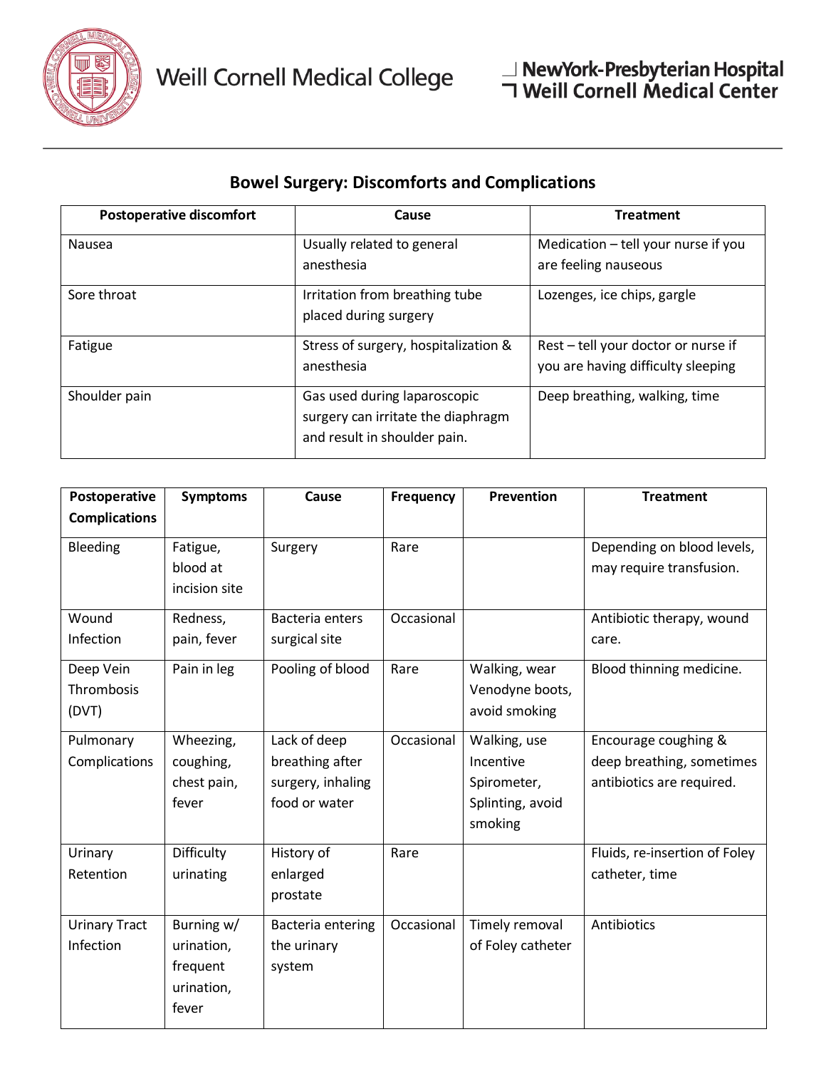Weill Cornell Medical College

NewYork-Presbyterian Hospital
Weill Cornell Medical Center

## Bowel Surgery: Discomforts and Complications

| Postoperative discomfort | Cause | Treatment |
|---|---|---|
| Nausea | Usually related to general anesthesia | Medication – tell your nurse if you are feeling nauseous |
| Sore throat | Irritation from breathing tube placed during surgery | Lozenges, ice chips, gargle |
| Fatigue | Stress of surgery, hospitalization & anesthesia | Rest – tell your doctor or nurse if you are having difficulty sleeping |
| Shoulder pain | Gas used during laparoscopic surgery can irritate the diaphragm and result in shoulder pain. | Deep breathing, walking, time |

| Postoperative Complications | Symptoms | Cause | Frequency | Prevention | Treatment |
|---|---|---|---|---|---|
| Bleeding | Fatigue, blood at incision site | Surgery | Rare | | Depending on blood levels, may require transfusion. |
| Wound Infection | Redness, pain, fever | Bacteria enters surgical site | Occasional | | Antibiotic therapy, wound care. |
| Deep Vein Thrombosis (DVT) | Pain in leg | Pooling of blood | Rare | Walking, wear Venodyne boots, avoid smoking | Blood thinning medicine. |
| Pulmonary Complications | Wheezing, coughing, chest pain, fever | Lack of deep breathing after surgery, inhaling food or water | Occasional | Walking, use Incentive Spirometer, Splinting, avoid smoking | Encourage coughing & deep breathing, sometimes antibiotics are required. |
| Urinary Retention | Difficulty urinating | History of enlarged prostate | Rare | | Fluids, re-insertion of Foley catheter, time |
| Urinary Tract Infection | Burning w/ urination, frequent urination, fever | Bacteria entering the urinary system | Occasional | Timely removal of Foley catheter | Antibiotics |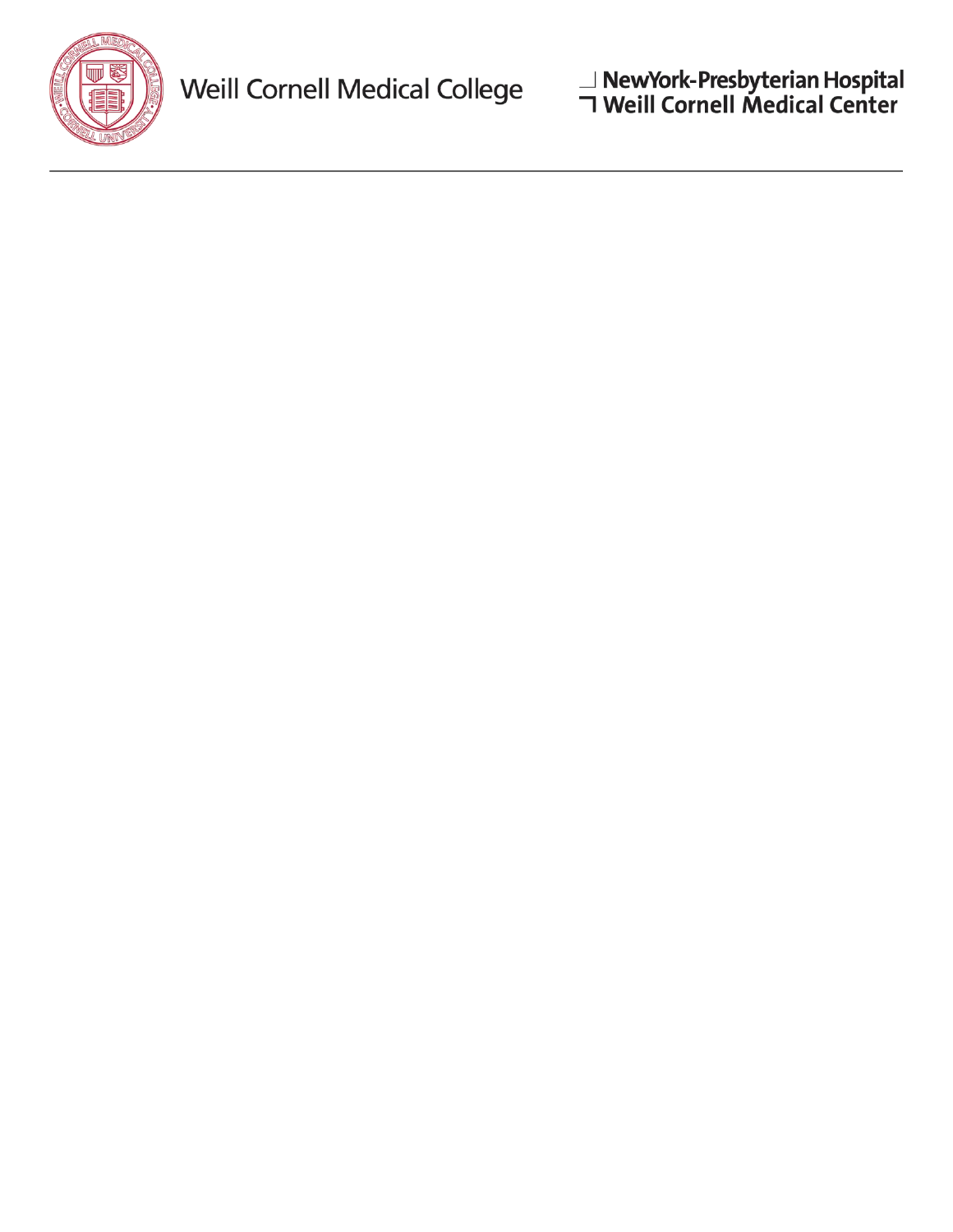Weill Cornell Medical College

NewYork-Presbyterian Hospital
Weill Cornell Medical Center